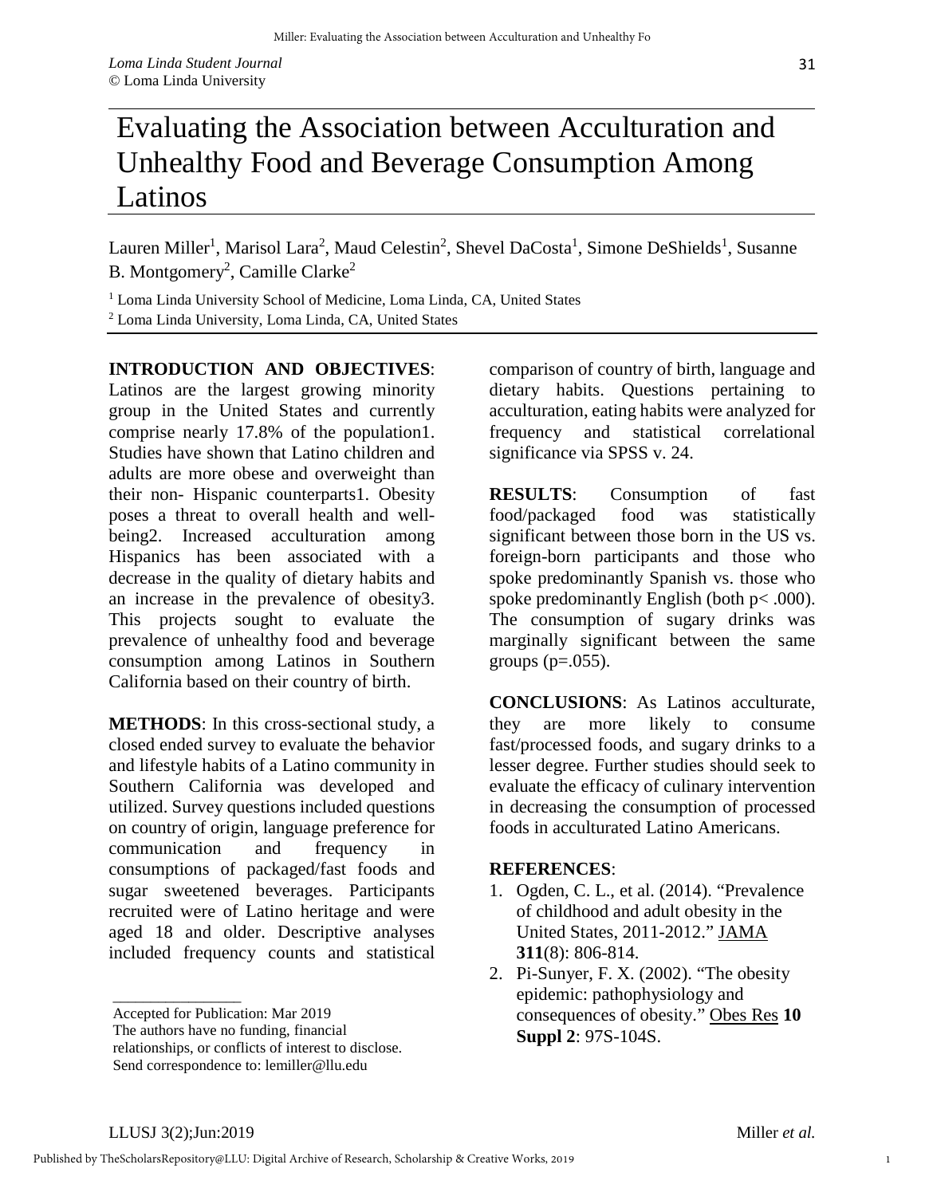# Evaluating the Association between Acculturation and Unhealthy Food and Beverage Consumption Among Latinos

Lauren Miller[1], Marisol Lara[2], Maud Celestin[2], Shevel DaCosta[1], Simone DeShields[1], Susanne B. Montgomery[2], Camille Clarke[2]

[1] Loma Linda University School of Medicine, Loma Linda, CA, United States
[2] Loma Linda University, Loma Linda, CA, United States

**INTRODUCTION AND OBJECTIVES**: Latinos are the largest growing minority group in the United States and currently comprise nearly 17.8% of the population1. Studies have shown that Latino children and adults are more obese and overweight than their non- Hispanic counterparts1. Obesity poses a threat to overall health and well-being2. Increased acculturation among Hispanics has been associated with a decrease in the quality of dietary habits and an increase in the prevalence of obesity3. This projects sought to evaluate the prevalence of unhealthy food and beverage consumption among Latinos in Southern California based on their country of birth.

**METHODS**: In this cross-sectional study, a closed ended survey to evaluate the behavior and lifestyle habits of a Latino community in Southern California was developed and utilized. Survey questions included questions on country of origin, language preference for communication and frequency in consumptions of packaged/fast foods and sugar sweetened beverages. Participants recruited were of Latino heritage and were aged 18 and older. Descriptive analyses included frequency counts and statistical comparison of country of birth, language and dietary habits. Questions pertaining to acculturation, eating habits were analyzed for frequency and statistical correlational significance via SPSS v. 24.

**RESULTS**: Consumption of fast food/packaged food was statistically significant between those born in the US vs. foreign-born participants and those who spoke predominantly Spanish vs. those who spoke predominantly English (both $p < .000$). The consumption of sugary drinks was marginally significant between the same groups ($p = .055$).

**CONCLUSIONS**: As Latinos acculturate, they are more likely to consume fast/processed foods, and sugary drinks to a lesser degree. Further studies should seek to evaluate the efficacy of culinary intervention in decreasing the consumption of processed foods in acculturated Latino Americans.

**REFERENCES**:

1. Ogden, C. L., et al. (2014). "Prevalence of childhood and adult obesity in the United States, 2011-2012." JAMA **311**(8): 806-814.
2. Pi-Sunyer, F. X. (2002). "The obesity epidemic: pathophysiology and consequences of obesity." Obes Res **10 Suppl 2**: 97S-104S.

---

Accepted for Publication: Mar 2019
The authors have no funding, financial relationships, or conflicts of interest to disclose.
Send correspondence to: lemiller@llu.edu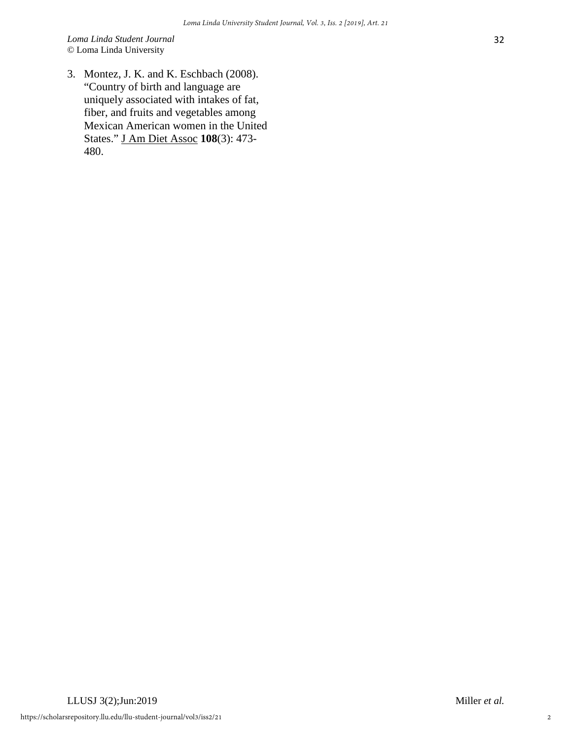3. Montez, J. K. and K. Eschbach (2008). "Country of birth and language are uniquely associated with intakes of fat, fiber, and fruits and vegetables among Mexican American women in the United States." J Am Diet Assoc **108**(3): 473-480.